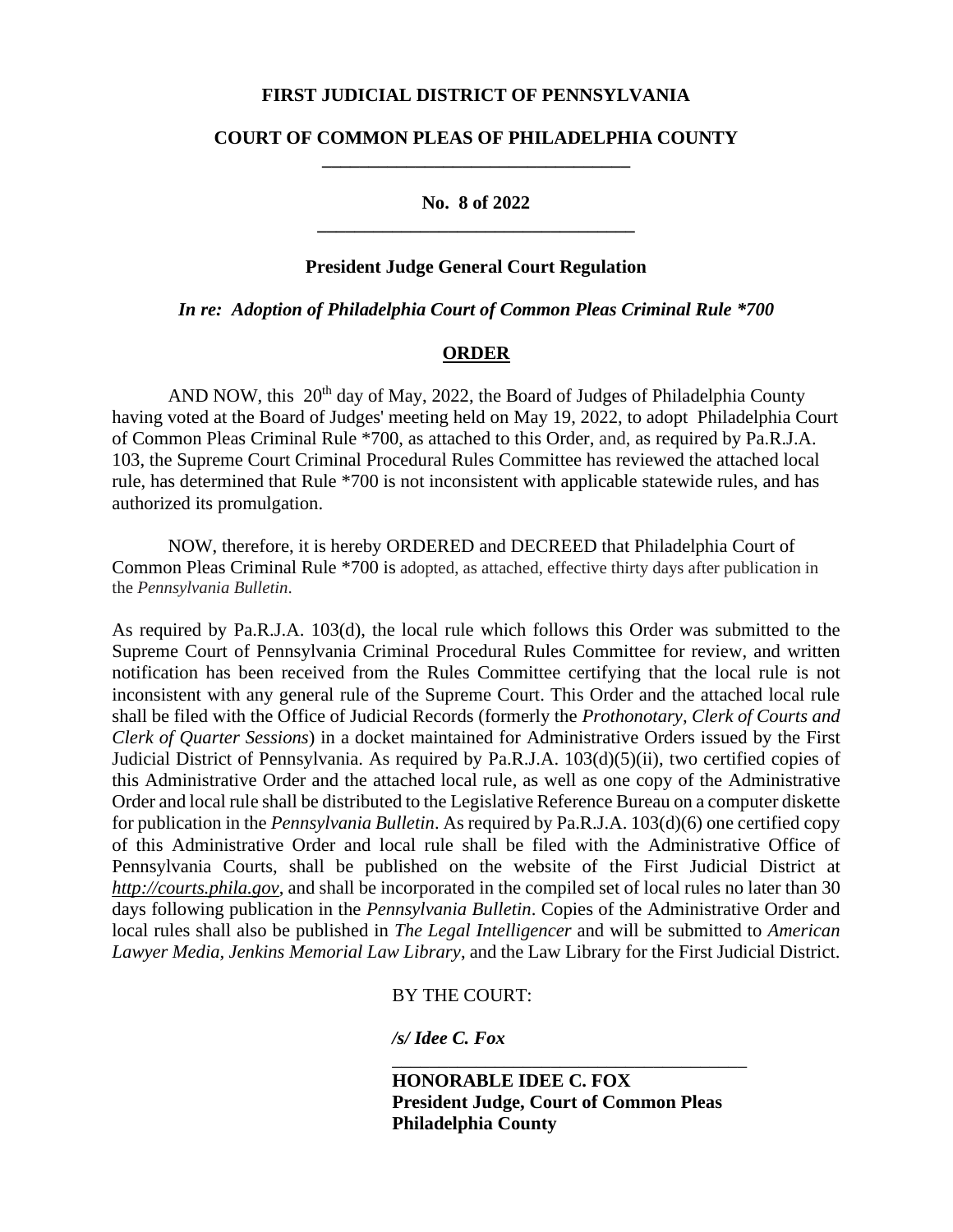**FIRST JUDICIAL DISTRICT OF PENNSYLVANIA**

**COURT OF COMMON PLEAS OF PHILADELPHIA COUNTY**

---

**No. 8 of 2022**

---

**President Judge General Court Regulation**

***In re: Adoption of Philadelphia Court of Common Pleas Criminal Rule *700***

**ORDER**

AND NOW, this 20th day of May, 2022, the Board of Judges of Philadelphia County having voted at the Board of Judges' meeting held on May 19, 2022, to adopt Philadelphia Court of Common Pleas Criminal Rule *700, as attached to this Order, and, as required by Pa.R.J.A. 103, the Supreme Court Criminal Procedural Rules Committee has reviewed the attached local rule, has determined that Rule *700 is not inconsistent with applicable statewide rules, and has authorized its promulgation.

NOW, therefore, it is hereby ORDERED and DECREED that Philadelphia Court of Common Pleas Criminal Rule *700 is adopted, as attached, effective thirty days after publication in the *Pennsylvania Bulletin*.

As required by Pa.R.J.A. 103(d), the local rule which follows this Order was submitted to the Supreme Court of Pennsylvania Criminal Procedural Rules Committee for review, and written notification has been received from the Rules Committee certifying that the local rule is not inconsistent with any general rule of the Supreme Court. This Order and the attached local rule shall be filed with the Office of Judicial Records (formerly the *Prothonotary, Clerk of Courts and Clerk of Quarter Sessions*) in a docket maintained for Administrative Orders issued by the First Judicial District of Pennsylvania. As required by Pa.R.J.A. 103(d)(5)(ii), two certified copies of this Administrative Order and the attached local rule, as well as one copy of the Administrative Order and local rule shall be distributed to the Legislative Reference Bureau on a computer diskette for publication in the *Pennsylvania Bulletin*. As required by Pa.R.J.A. 103(d)(6) one certified copy of this Administrative Order and local rule shall be filed with the Administrative Office of Pennsylvania Courts, shall be published on the website of the First Judicial District at *http://courts.phila.gov*, and shall be incorporated in the compiled set of local rules no later than 30 days following publication in the *Pennsylvania Bulletin*. Copies of the Administrative Order and local rules shall also be published in *The Legal Intelligencer* and will be submitted to *American Lawyer Media, Jenkins Memorial Law Library*, and the Law Library for the First Judicial District.

BY THE COURT:

***/s/ Idee C. Fox***

---

**HONORABLE IDEE C. FOX**
**President Judge, Court of Common Pleas**
**Philadelphia County**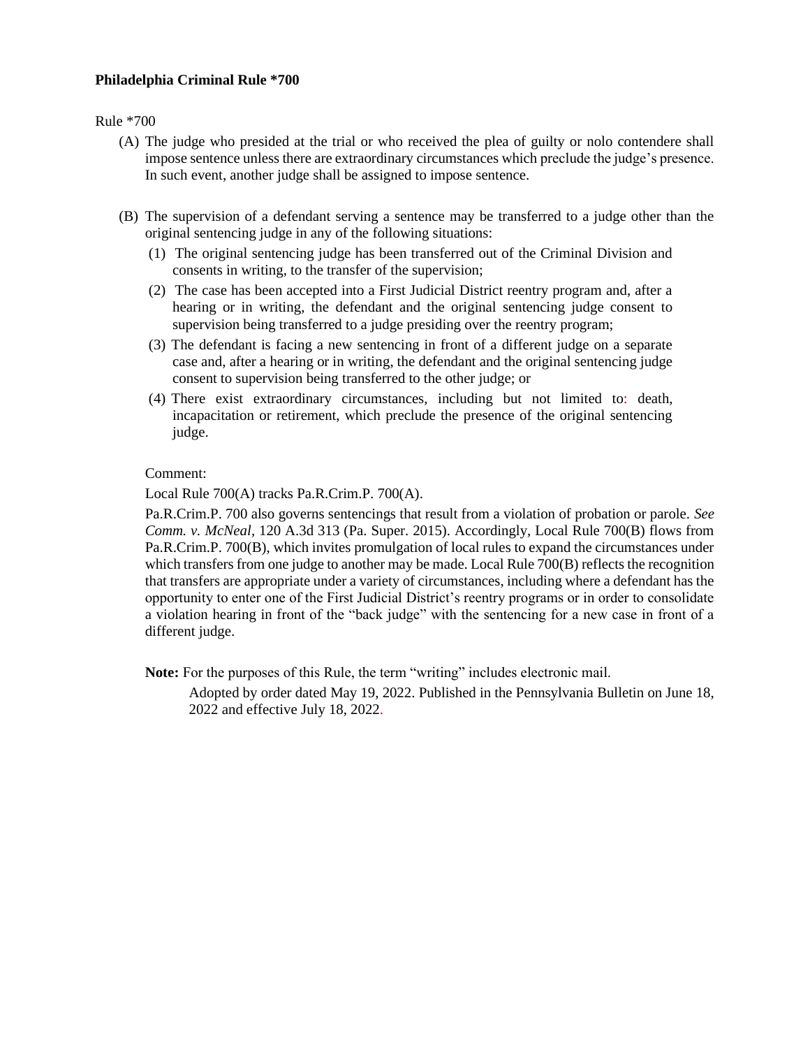**Philadelphia Criminal Rule *700**

Rule *700

(A) The judge who presided at the trial or who received the plea of guilty or nolo contendere shall impose sentence unless there are extraordinary circumstances which preclude the judge's presence. In such event, another judge shall be assigned to impose sentence.

(B) The supervision of a defendant serving a sentence may be transferred to a judge other than the original sentencing judge in any of the following situations:

(1) The original sentencing judge has been transferred out of the Criminal Division and consents in writing, to the transfer of the supervision;

(2) The case has been accepted into a First Judicial District reentry program and, after a hearing or in writing, the defendant and the original sentencing judge consent to supervision being transferred to a judge presiding over the reentry program;

(3) The defendant is facing a new sentencing in front of a different judge on a separate case and, after a hearing or in writing, the defendant and the original sentencing judge consent to supervision being transferred to the other judge; or

(4) There exist extraordinary circumstances, including but not limited to: death, incapacitation or retirement, which preclude the presence of the original sentencing judge.

Comment:

Local Rule 700(A) tracks Pa.R.Crim.P. 700(A).

Pa.R.Crim.P. 700 also governs sentencings that result from a violation of probation or parole. *See Comm. v. McNeal*, 120 A.3d 313 (Pa. Super. 2015). Accordingly, Local Rule 700(B) flows from Pa.R.Crim.P. 700(B), which invites promulgation of local rules to expand the circumstances under which transfers from one judge to another may be made. Local Rule 700(B) reflects the recognition that transfers are appropriate under a variety of circumstances, including where a defendant has the opportunity to enter one of the First Judicial District's reentry programs or in order to consolidate a violation hearing in front of the "back judge" with the sentencing for a new case in front of a different judge.

**Note:** For the purposes of this Rule, the term "writing" includes electronic mail.

Adopted by order dated May 19, 2022. Published in the Pennsylvania Bulletin on June 18, 2022 and effective July 18, 2022.